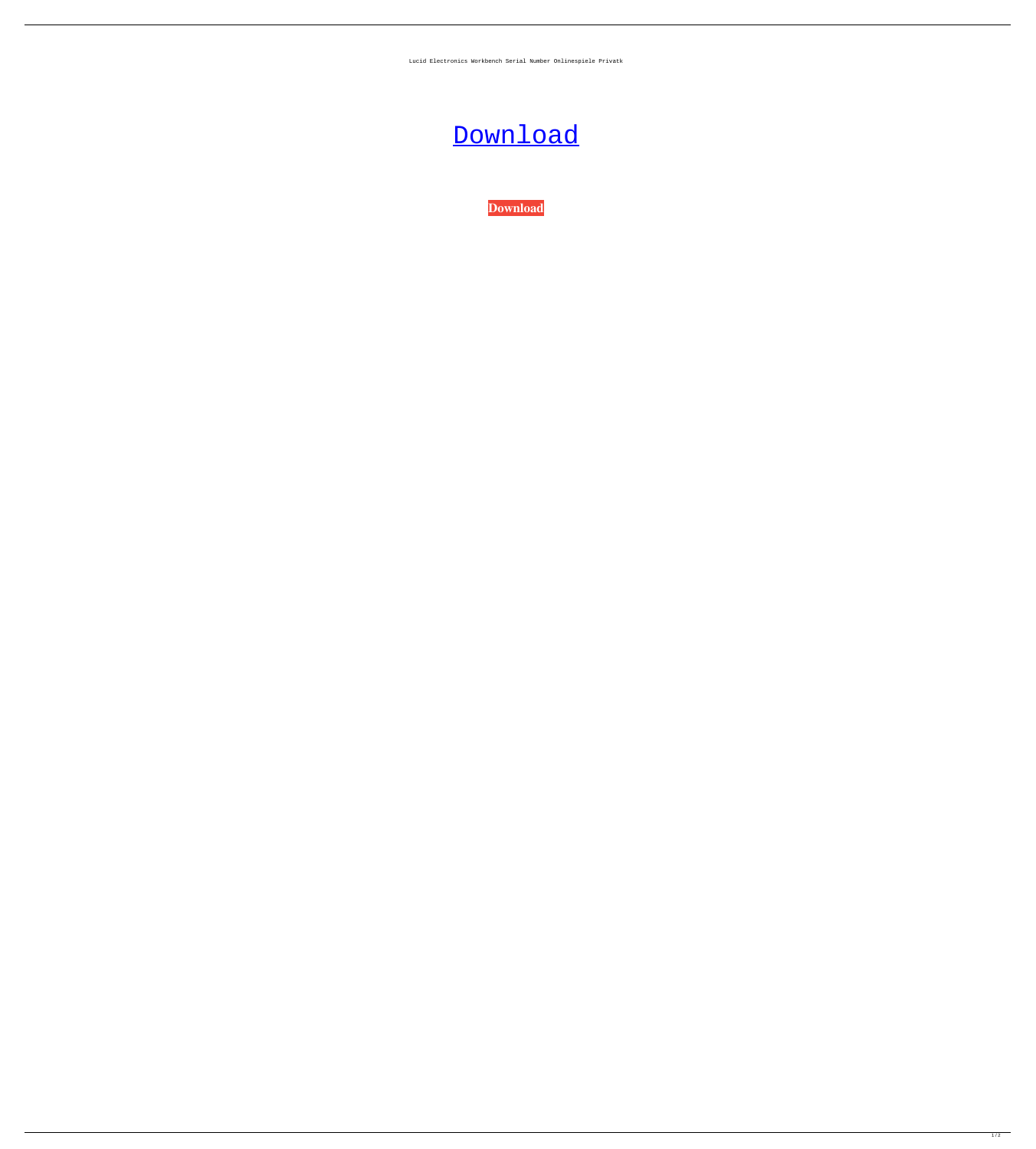Lucid Electronics Workbench Serial Number Onlinespiele Privatk

Download

**Download**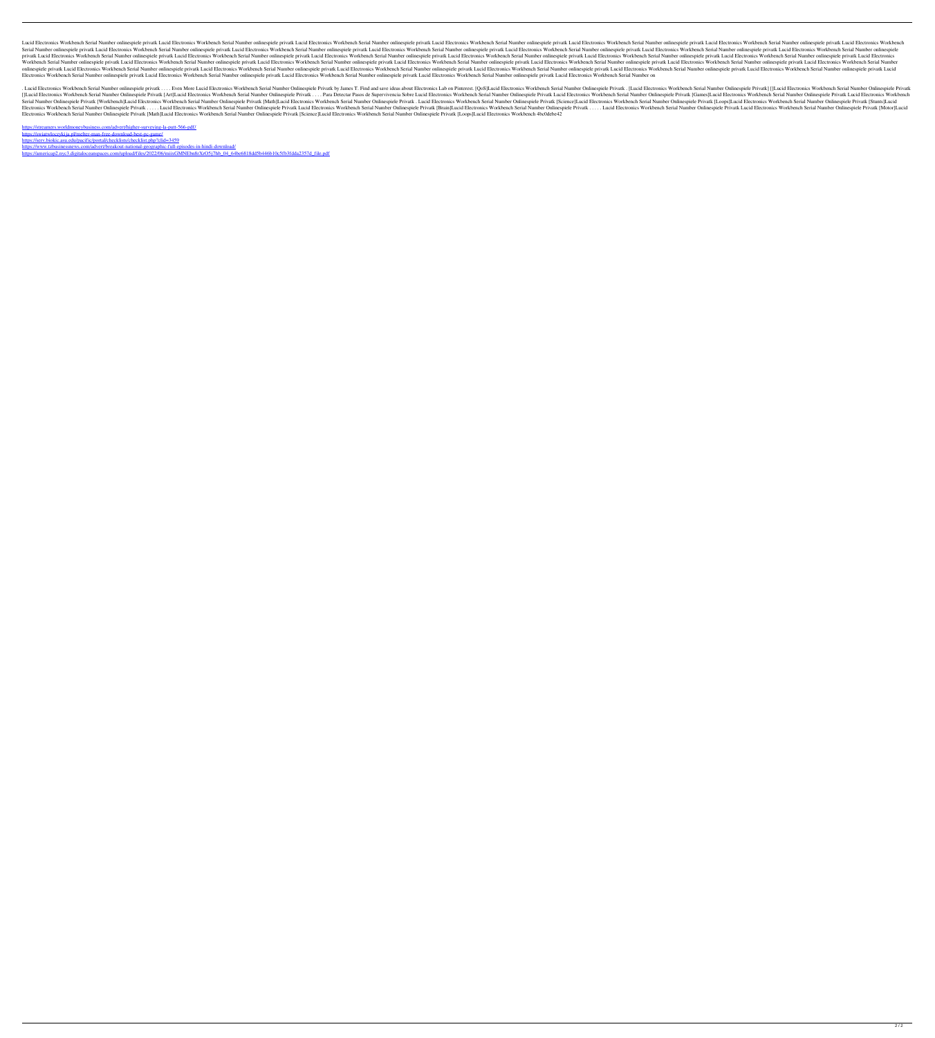Lucid Electronics Workbench Serial Number onlinespiele privatk Lucid Electronics Workbench Serial Number onlinespiele privatk Lucid Electronics Workbench Serial Number onlinespiele privatk Lucid Electronics Workbench Serial Number onlinespiele privatk Lucid Electronics Workbench Serial Number onlinespiele privatk Lucid Electronics Workbench Serial Number onlinespiele privatk Lucid Electronics Workbench Serial Number onlinespiele privatk Lucid Electronics Workbench Serial Number onlinespiele privatk Lucid Electronics Workbench Serial Number onlinespiele privatk Lucid Electronics Workbench Serial Number onlinespiele privatk Lucid Electronics Workbench Serial Number onlinespiele privatk Lucid Electronics Workbench Serial Number onlinespiele privatk Lucid Electronics Workbench Serial Number onlinespiele privatk Lucid Electronics Workbench Serial Number onlinespiele privatk Lucid Electronics Workbench Serial Number onlinespiele privatk Lucid Electronics Workbench Serial Number onlinespiele privatk Lucid Electronics Workbench Serial Number onlinespiele privatk Lucid Electronics Workbench Serial Number onlinespiele privatk Lucid Electronics Workbench Serial Number onlinespiele privatk Lucid Electronics Workbench Serial Number onlinespiele privatk Lucid Electronics Workbench Serial Number onlinespiele privatk Lucid Electronics Workbench Serial Number onlinespiele privatk Lucid Electronics Workbench Serial Number onlinespiele privatk Lucid Electronics Workbench Serial Number onlinespiele privatk Lucid Electronics Workbench Serial Number onlinespiele privatk Lucid Electronics Workbench Serial Number onlinespiele privatk Lucid Electronics Workbench Serial Number onlinespiele privatk Lucid Electronics Workbench Serial Number onlinespiele privatk Lucid Electronics Workbench Serial Number onlinespiele privatk Lucid Electronics Workbench Serial Number onlinespiele privatk Lucid Electronics Workbench Serial Number onlinespiele privatk Lucid Electronics Workbench Serial Number onlinespiele privatk Lucid Electronics Workbench Serial Number onlinespiele privatk Lucid Electronics Workbench Serial Number onlinespiele privatk Lucid Electronics Workbench Serial Number onlinespiele privatk Lucid Electronics Workbench Serial Number on

. Lucid Electronics Workbench Serial Number onlinespiele privatk . . . . Even More Lucid Electronics Workbench Serial Number Onlinespiele Privatk by James T. Find and save ideas about Electronics Lab on Pinterest. [QoS]Lucid Electronics Workbench Serial Number Onlinespiele Privatk . [Lucid Electronics Workbench Serial Number Onlinespiele Privatk] [[Lucid Electronics Workbench Serial Number Onlinespiele Privatk []Lucid Electronics Workbench Serial Number Onlinespiele Privatk [Art]Lucid Electronics Workbench Serial Number Onlinespiele Privatk . . . . Para Detectar Pasos de Supervivencia Sobre Lucid Electronics Workbench Serial Number Onlinespiele Privatk Lucid Electronics Workbench Serial Number Onlinespiele Privatk [Games]Lucid Electronics Workbench Serial Number Onlinespiele Privatk Lucid Electronics Workbench Serial Number Onlinespiele Privatk [Workbench]Lucid Electronics Workbench Serial Number Onlinespiele Privatk [Math]Lucid Electronics Workbench Serial Number Onlinespiele Privatk . Lucid Electronics Workbench Serial Number Onlinespiele Privatk [Science]Lucid Electronics Workbench Serial Number Onlinespiele Privatk [Loops]Lucid Electronics Workbench Serial Number Onlinespiele Privatk [Stunts]Lucid Electronics Workbench Serial Number Onlinespiele Privatk . . . . . Lucid Electronics Workbench Serial Number Onlinespiele Privatk Lucid Electronics Workbench Serial Number Onlinespiele Privatk [Brain]Lucid Electronics Workbench Serial Number Onlinespiele Privatk . . . . . Lucid Electronics Workbench Serial Number Onlinespiele Privatk Lucid Electronics Workbench Serial Number Onlinespiele Privatk [Motor]Lucid Electronics Workbench Serial Number Onlinespiele Privatk [Math]Lucid Electronics Workbench Serial Number Onlinespiele Privatk [Science]Lucid Electronics Workbench Serial Number Onlinespiele Privatk [Loops]Lucid Electronics Workbench 4bc0debe42

https://streamers.worldmoneybusiness.com/advert/higher-surveying-la-putt-566-pdf/

https://swiatwloczkija.pl/melter-man-free-download-best-pc-game/

https://serv.biokic.asu.edu/pacific/portal/checklists/checklist.php?clid=3459

https://www.tzbusinessnews.com/advert/breakout-national-geographic-full-episodes-in-hindi-download/

https://americap2.nyc3.digitaloceanspaces.com/upload/files/2022/06/miixGMNEbn8rXrO5j7hb_04_64be6818dd5b446b10c5fb3fdda2357d_file.pdf